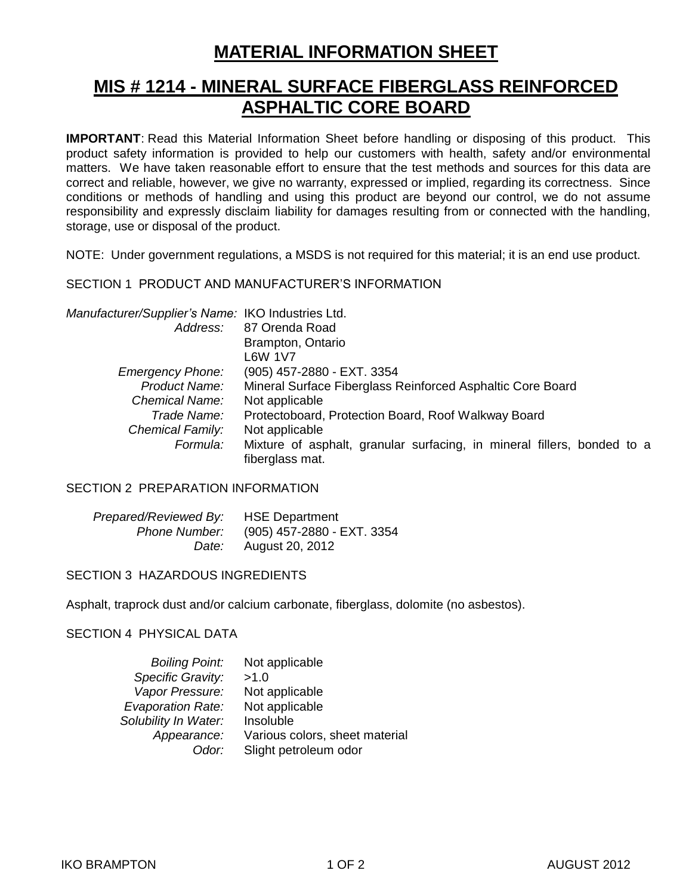# MATERIAL INFORMATION SHEET

# MIS # 1214 - MINERAL SURFACE FIBERGLASS REINFORCED ASPHALTIC CORE BOARD

**IMPORTANT**: Read this Material Information Sheet before handling or disposing of this product. This product safety information is provided to help our customers with health, safety and/or environmental matters. We have taken reasonable effort to ensure that the test methods and sources for this data are correct and reliable, however, we give no warranty, expressed or implied, regarding its correctness. Since conditions or methods of handling and using this product are beyond our control, we do not assume responsibility and expressly disclaim liability for damages resulting from or connected with the handling, storage, use or disposal of the product.

NOTE: Under government regulations, a MSDS is not required for this material; it is an end use product.

## SECTION 1 PRODUCT AND MANUFACTURER'S INFORMATION

| | |
|---|---|
| *Manufacturer/Supplier's Name:* | IKO Industries Ltd. |
| *Address:* | 87 Orenda Road<br>Brampton, Ontario<br>L6W 1V7 |
| *Emergency Phone:* | (905) 457-2880 - EXT. 3354 |
| *Product Name:* | Mineral Surface Fiberglass Reinforced Asphaltic Core Board |
| *Chemical Name:* | Not applicable |
| *Trade Name:* | Protectoboard, Protection Board, Roof Walkway Board |
| *Chemical Family:* | Not applicable |
| *Formula:* | Mixture of asphalt, granular surfacing, in mineral fillers, bonded to a fiberglass mat. |

## SECTION 2 PREPARATION INFORMATION

| | |
|---|---|
| *Prepared/Reviewed By:* | HSE Department |
| *Phone Number:* | (905) 457-2880 - EXT. 3354 |
| *Date:* | August 20, 2012 |

## SECTION 3 HAZARDOUS INGREDIENTS

Asphalt, traprock dust and/or calcium carbonate, fiberglass, dolomite (no asbestos).

## SECTION 4 PHYSICAL DATA

| | |
|---|---|
| *Boiling Point:* | Not applicable |
| *Specific Gravity:* | >1.0 |
| *Vapor Pressure:* | Not applicable |
| *Evaporation Rate:* | Not applicable |
| *Solubility In Water:* | Insoluble |
| *Appearance:* | Various colors, sheet material |
| *Odor:* | Slight petroleum odor |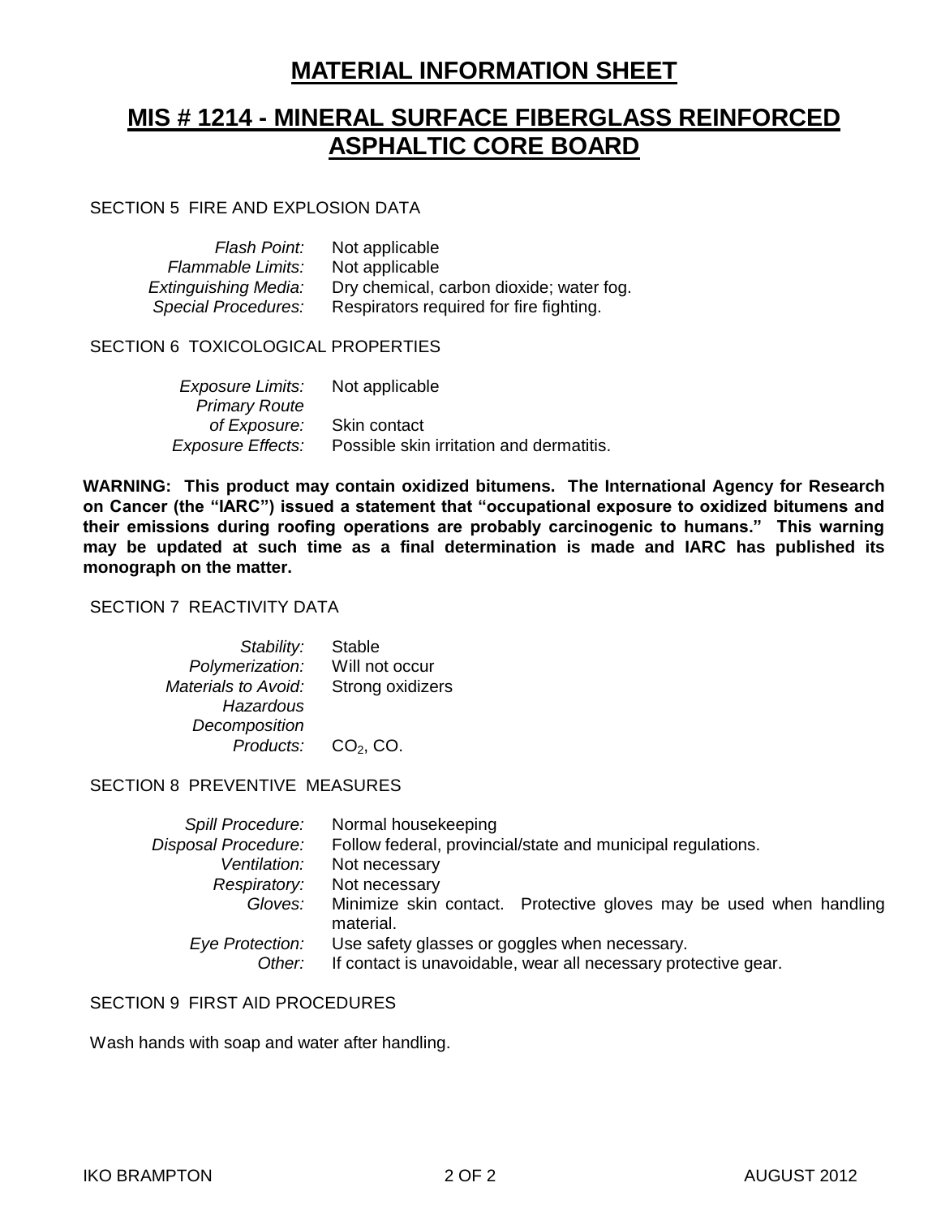# MATERIAL INFORMATION SHEET

# MIS # 1214 - MINERAL SURFACE FIBERGLASS REINFORCED ASPHALTIC CORE BOARD

## SECTION 5 FIRE AND EXPLOSION DATA

| | |
|---|---|
| *Flash Point:* | Not applicable |
| *Flammable Limits:* | Not applicable |
| *Extinguishing Media:* | Dry chemical, carbon dioxide; water fog. |
| *Special Procedures:* | Respirators required for fire fighting. |

## SECTION 6 TOXICOLOGICAL PROPERTIES

| | |
|---|---|
| *Exposure Limits:* | Not applicable |
| *Primary Route of Exposure:* | Skin contact |
| *Exposure Effects:* | Possible skin irritation and dermatitis. |

**WARNING: This product may contain oxidized bitumens. The International Agency for Research on Cancer (the "IARC") issued a statement that "occupational exposure to oxidized bitumens and their emissions during roofing operations are probably carcinogenic to humans." This warning may be updated at such time as a final determination is made and IARC has published its monograph on the matter.**

## SECTION 7 REACTIVITY DATA

| | |
|---|---|
| *Stability:* | Stable |
| *Polymerization:* | Will not occur |
| *Materials to Avoid:* | Strong oxidizers |
| *Hazardous Decomposition Products:* | $CO_2$, CO. |

## SECTION 8 PREVENTIVE MEASURES

| | |
|---|---|
| *Spill Procedure:* | Normal housekeeping |
| *Disposal Procedure:* | Follow federal, provincial/state and municipal regulations. |
| *Ventilation:* | Not necessary |
| *Respiratory:* | Not necessary |
| *Gloves:* | Minimize skin contact. Protective gloves may be used when handling material. |
| *Eye Protection:* | Use safety glasses or goggles when necessary. |
| *Other:* | If contact is unavoidable, wear all necessary protective gear. |

## SECTION 9 FIRST AID PROCEDURES

Wash hands with soap and water after handling.